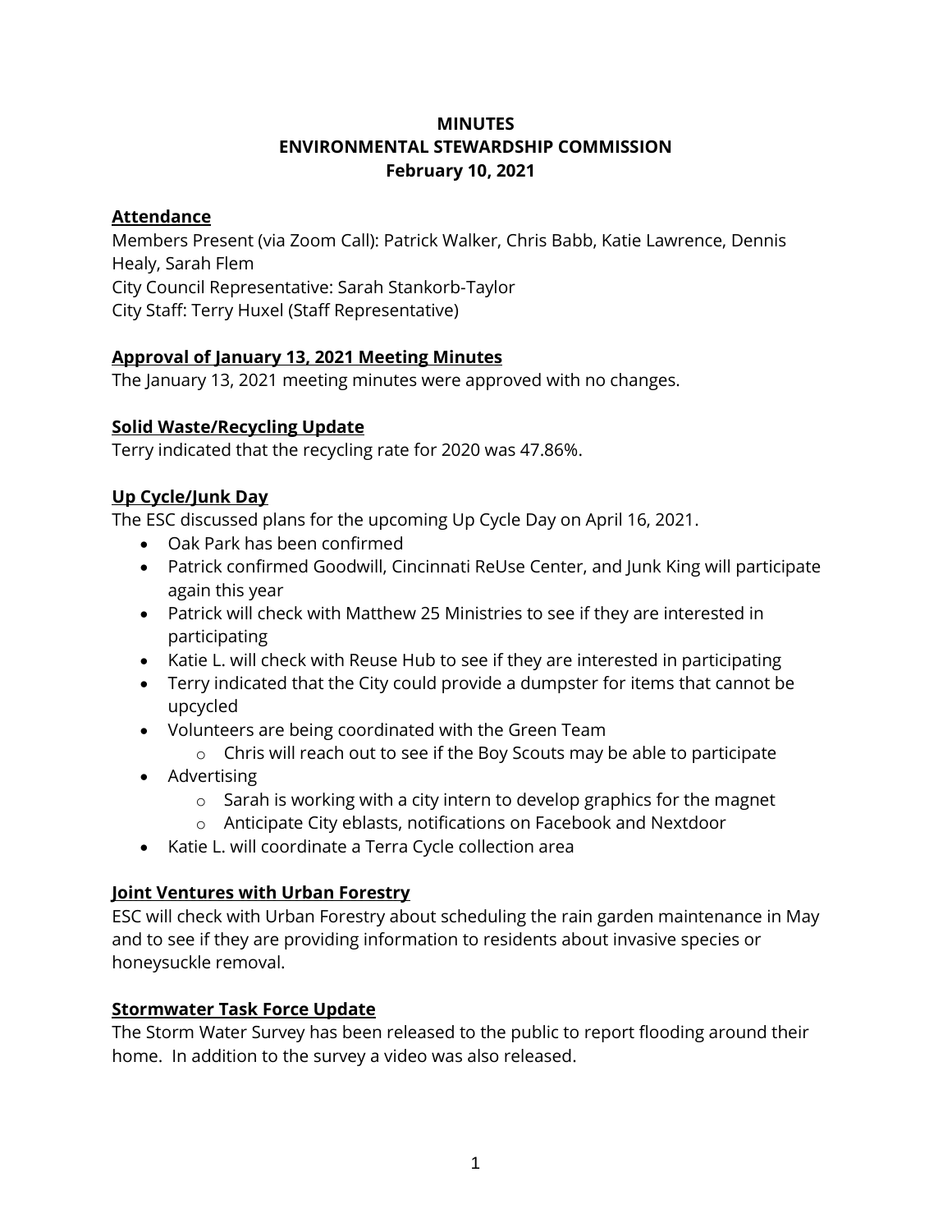# MINUTES
# ENVIRONMENTAL STEWARDSHIP COMMISSION
# February 10, 2021

## Attendance

Members Present (via Zoom Call): Patrick Walker, Chris Babb, Katie Lawrence, Dennis Healy, Sarah Flem
City Council Representative: Sarah Stankorb-Taylor
City Staff: Terry Huxel (Staff Representative)

## Approval of January 13, 2021 Meeting Minutes

The January 13, 2021 meeting minutes were approved with no changes.

## Solid Waste/Recycling Update

Terry indicated that the recycling rate for 2020 was 47.86%.

## Up Cycle/Junk Day

The ESC discussed plans for the upcoming Up Cycle Day on April 16, 2021.

- Oak Park has been confirmed
- Patrick confirmed Goodwill, Cincinnati ReUse Center, and Junk King will participate again this year
- Patrick will check with Matthew 25 Ministries to see if they are interested in participating
- Katie L. will check with Reuse Hub to see if they are interested in participating
- Terry indicated that the City could provide a dumpster for items that cannot be upcycled
- Volunteers are being coordinated with the Green Team
  - Chris will reach out to see if the Boy Scouts may be able to participate
- Advertising
  - Sarah is working with a city intern to develop graphics for the magnet
  - Anticipate City eblasts, notifications on Facebook and Nextdoor
- Katie L. will coordinate a Terra Cycle collection area

## Joint Ventures with Urban Forestry

ESC will check with Urban Forestry about scheduling the rain garden maintenance in May and to see if they are providing information to residents about invasive species or honeysuckle removal.

## Stormwater Task Force Update

The Storm Water Survey has been released to the public to report flooding around their home. In addition to the survey a video was also released.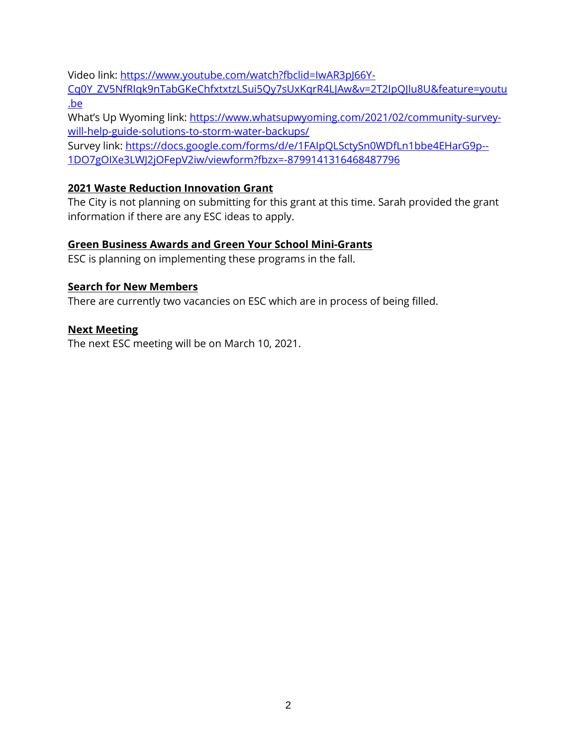Video link: https://www.youtube.com/watch?fbclid=IwAR3pJ66Y-Cq0Y_ZV5NfRIqk9nTabGKeChfxtxtzLSui5Qy7sUxKqrR4LJAw&v=2T2IpQJlu8U&feature=youtu.be

What's Up Wyoming link: https://www.whatsupwyoming.com/2021/02/community-survey-will-help-guide-solutions-to-storm-water-backups/

Survey link: https://docs.google.com/forms/d/e/1FAIpQLSctySn0WDfLn1bbe4EHarG9p--1DO7gOIXe3LWJ2jOFepV2iw/viewform?fbzx=-8799141316468487796

**2021 Waste Reduction Innovation Grant**

The City is not planning on submitting for this grant at this time. Sarah provided the grant information if there are any ESC ideas to apply.

**Green Business Awards and Green Your School Mini-Grants**

ESC is planning on implementing these programs in the fall.

**Search for New Members**

There are currently two vacancies on ESC which are in process of being filled.

**Next Meeting**

The next ESC meeting will be on March 10, 2021.